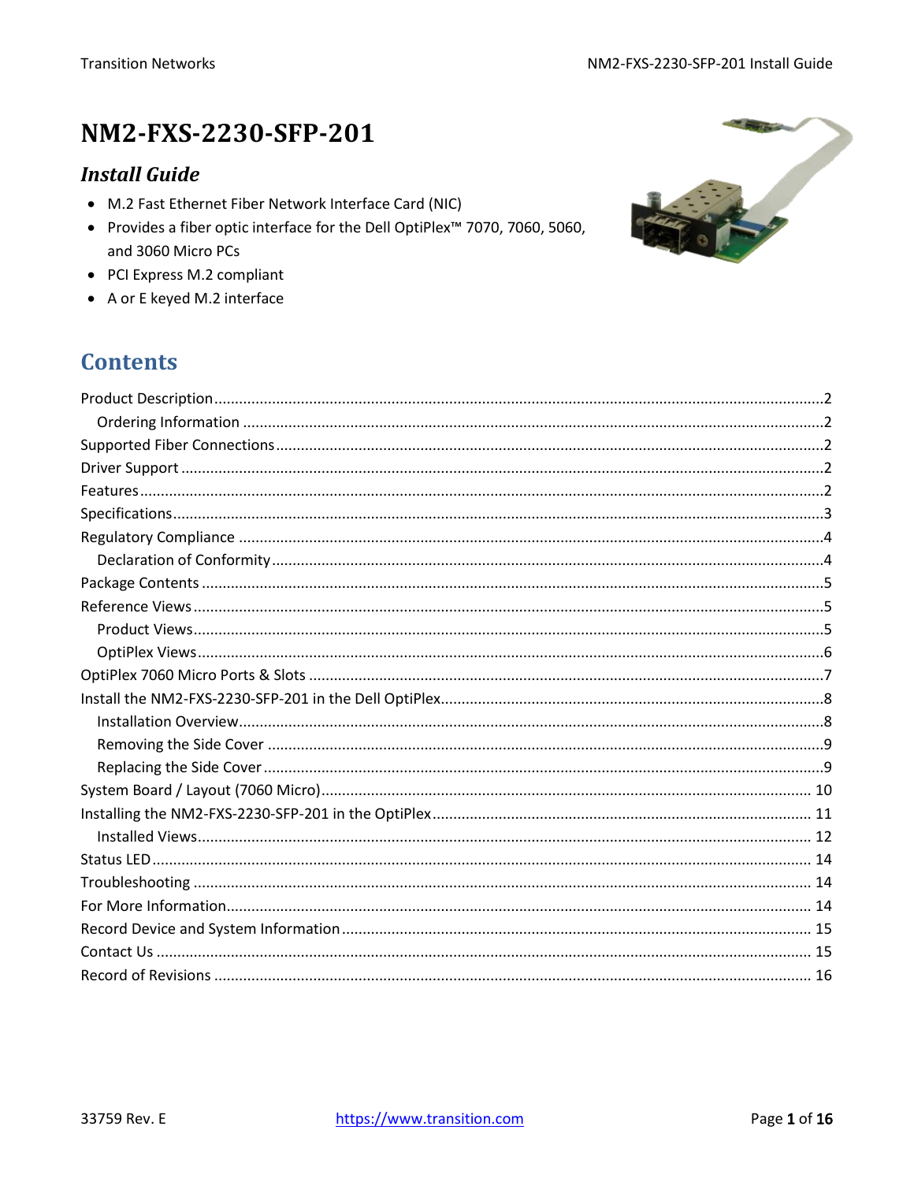# NM2-FXS-2230-SFP-201

## *Install Guide*

- M.2 Fast Ethernet Fiber Network Interface Card (NIC)
- Provides a fiber optic interface for the Dell OptiPlex™ 7070, 7060, 5060, and 3060 Micro PCs
- PCI Express M.2 compliant
- A or E keyed M.2 interface

## Contents

Product Description ....2
  Ordering Information ....2
Supported Fiber Connections ....2
Driver Support ....2
Features ....2
Specifications ....3
Regulatory Compliance ....4
  Declaration of Conformity ....4
Package Contents ....5
Reference Views ....5
  Product Views ....5
  OptiPlex Views ....6
OptiPlex 7060 Micro Ports & Slots ....7
Install the NM2-FXS-2230-SFP-201 in the Dell OptiPlex ....8
  Installation Overview ....8
  Removing the Side Cover ....9
  Replacing the Side Cover ....9
System Board / Layout (7060 Micro) ....10
Installing the NM2-FXS-2230-SFP-201 in the OptiPlex ....11
  Installed Views ....12
Status LED ....14
Troubleshooting ....14
For More Information ....14
Record Device and System Information ....15
Contact Us ....15
Record of Revisions ....16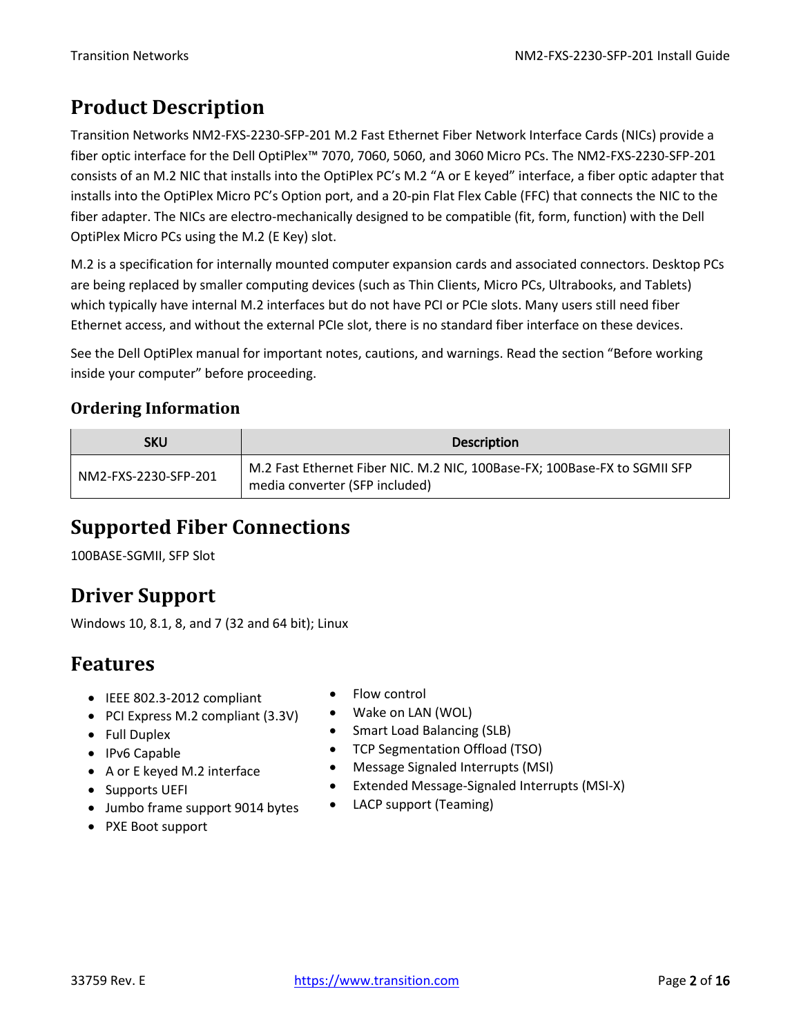# Product Description

Transition Networks NM2-FXS-2230-SFP-201 M.2 Fast Ethernet Fiber Network Interface Cards (NICs) provide a fiber optic interface for the Dell OptiPlex™ 7070, 7060, 5060, and 3060 Micro PCs. The NM2-FXS-2230-SFP-201 consists of an M.2 NIC that installs into the OptiPlex PC's M.2 "A or E keyed" interface, a fiber optic adapter that installs into the OptiPlex Micro PC's Option port, and a 20-pin Flat Flex Cable (FFC) that connects the NIC to the fiber adapter. The NICs are electro-mechanically designed to be compatible (fit, form, function) with the Dell OptiPlex Micro PCs using the M.2 (E Key) slot.

M.2 is a specification for internally mounted computer expansion cards and associated connectors. Desktop PCs are being replaced by smaller computing devices (such as Thin Clients, Micro PCs, Ultrabooks, and Tablets) which typically have internal M.2 interfaces but do not have PCI or PCIe slots. Many users still need fiber Ethernet access, and without the external PCIe slot, there is no standard fiber interface on these devices.

See the Dell OptiPlex manual for important notes, cautions, and warnings. Read the section "Before working inside your computer" before proceeding.

## Ordering Information

| SKU | Description |
|---|---|
| NM2-FXS-2230-SFP-201 | M.2 Fast Ethernet Fiber NIC. M.2 NIC, 100Base-FX; 100Base-FX to SGMII SFP media converter (SFP included) |

# Supported Fiber Connections

100BASE-SGMII, SFP Slot

# Driver Support

Windows 10, 8.1, 8, and 7 (32 and 64 bit); Linux

# Features

- IEEE 802.3-2012 compliant
- PCI Express M.2 compliant (3.3V)
- Full Duplex
- IPv6 Capable
- A or E keyed M.2 interface
- Supports UEFI
- Jumbo frame support 9014 bytes
- PXE Boot support
- Flow control
- Wake on LAN (WOL)
- Smart Load Balancing (SLB)
- TCP Segmentation Offload (TSO)
- Message Signaled Interrupts (MSI)
- Extended Message-Signaled Interrupts (MSI-X)
- LACP support (Teaming)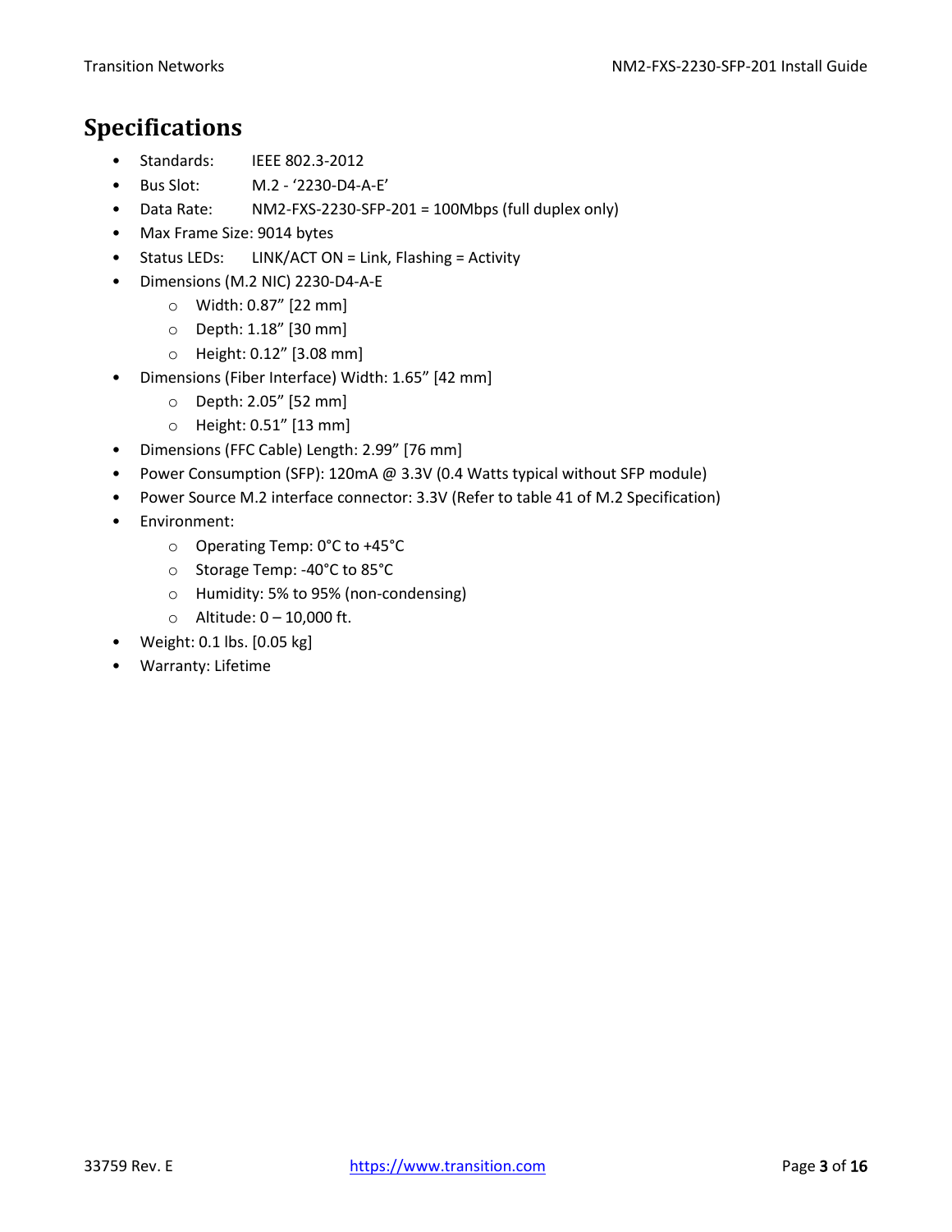# Specifications

- Standards: IEEE 802.3-2012
- Bus Slot: M.2 - '2230-D4-A-E'
- Data Rate: NM2-FXS-2230-SFP-201 = 100Mbps (full duplex only)
- Max Frame Size: 9014 bytes
- Status LEDs: LINK/ACT ON = Link, Flashing = Activity
- Dimensions (M.2 NIC) 2230-D4-A-E
  - Width: 0.87" [22 mm]
  - Depth: 1.18" [30 mm]
  - Height: 0.12" [3.08 mm]
- Dimensions (Fiber Interface) Width: 1.65" [42 mm]
  - Depth: 2.05" [52 mm]
  - Height: 0.51" [13 mm]
- Dimensions (FFC Cable) Length: 2.99" [76 mm]
- Power Consumption (SFP): 120mA @ 3.3V (0.4 Watts typical without SFP module)
- Power Source M.2 interface connector: 3.3V (Refer to table 41 of M.2 Specification)
- Environment:
  - Operating Temp: 0°C to +45°C
  - Storage Temp: -40°C to 85°C
  - Humidity: 5% to 95% (non-condensing)
  - Altitude: 0 – 10,000 ft.
- Weight: 0.1 lbs. [0.05 kg]
- Warranty: Lifetime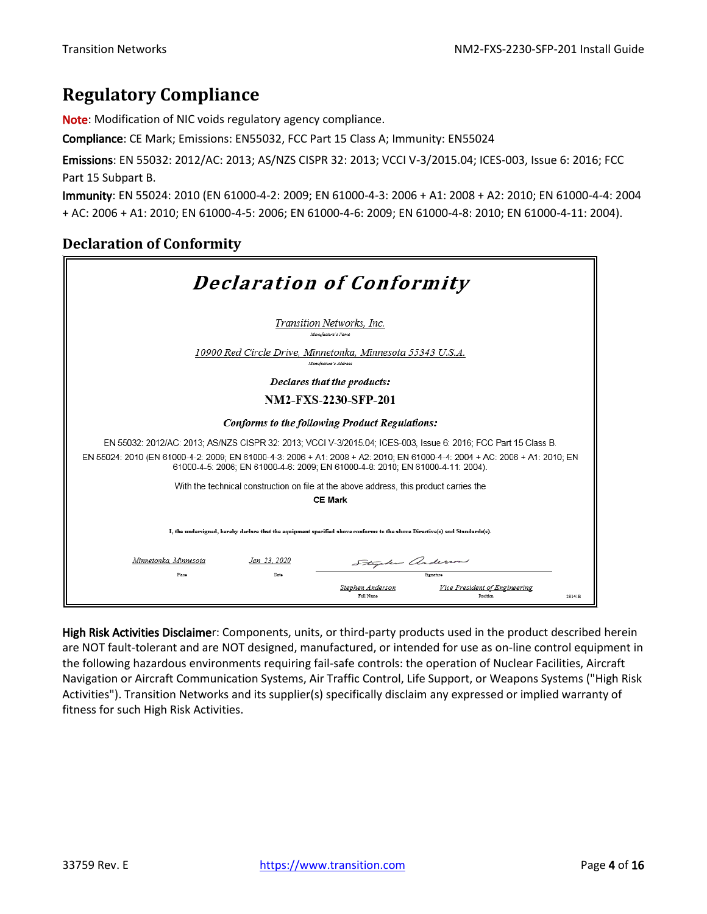# Regulatory Compliance

**Note**: Modification of NIC voids regulatory agency compliance.

**Compliance**: CE Mark; Emissions: EN55032, FCC Part 15 Class A; Immunity: EN55024

**Emissions**: EN 55032: 2012/AC: 2013; AS/NZS CISPR 32: 2013; VCCI V-3/2015.04; ICES-003, Issue 6: 2016; FCC Part 15 Subpart B.

**Immunity**: EN 55024: 2010 (EN 61000-4-2: 2009; EN 61000-4-3: 2006 + A1: 2008 + A2: 2010; EN 61000-4-4: 2004 + AC: 2006 + A1: 2010; EN 61000-4-5: 2006; EN 61000-4-6: 2009; EN 61000-4-8: 2010; EN 61000-4-11: 2004).

## Declaration of Conformity

***Declaration of Conformity***

*Transition Networks, Inc.*
Manufacture's Name

*10900 Red Circle Drive, Minnetonka, Minnesota 55343 U.S.A.*
Manufacture's Address

***Declares that the products:***

**NM2-FXS-2230-SFP-201**

***Conforms to the following Product Regulations:***

EN 55032: 2012/AC: 2013; AS/NZS CISPR 32: 2013; VCCI V-3/2015.04; ICES-003, Issue 6: 2016; FCC Part 15 Class B.

EN 55024: 2010 (EN 61000-4-2: 2009; EN 61000-4-3: 2006 + A1: 2008 + A2: 2010; EN 61000-4-4: 2004 + AC: 2006 + A1: 2010; EN 61000-4-5: 2006; EN 61000-4-6: 2009; EN 61000-4-8: 2010; EN 61000-4-11: 2004).

With the technical construction on file at the above address, this product carries the

**CE Mark**

I, the undersigned, hereby declare that the equipment specified above conforms to the above Directive(s) and Standards(s).

| *Minnetonka, Minnesota* | *Jan 23, 2020* | Stephen Anderson | |
|---|---|---|---|
| Place | Date | Signature | |
| | | *Stephen Anderson* | *Vice President of Engineering* |
| | | Full Name | Position |

28141B

**High Risk Activities Disclaimer**: Components, units, or third-party products used in the product described herein are NOT fault-tolerant and are NOT designed, manufactured, or intended for use as on-line control equipment in the following hazardous environments requiring fail-safe controls: the operation of Nuclear Facilities, Aircraft Navigation or Aircraft Communication Systems, Air Traffic Control, Life Support, or Weapons Systems ("High Risk Activities"). Transition Networks and its supplier(s) specifically disclaim any expressed or implied warranty of fitness for such High Risk Activities.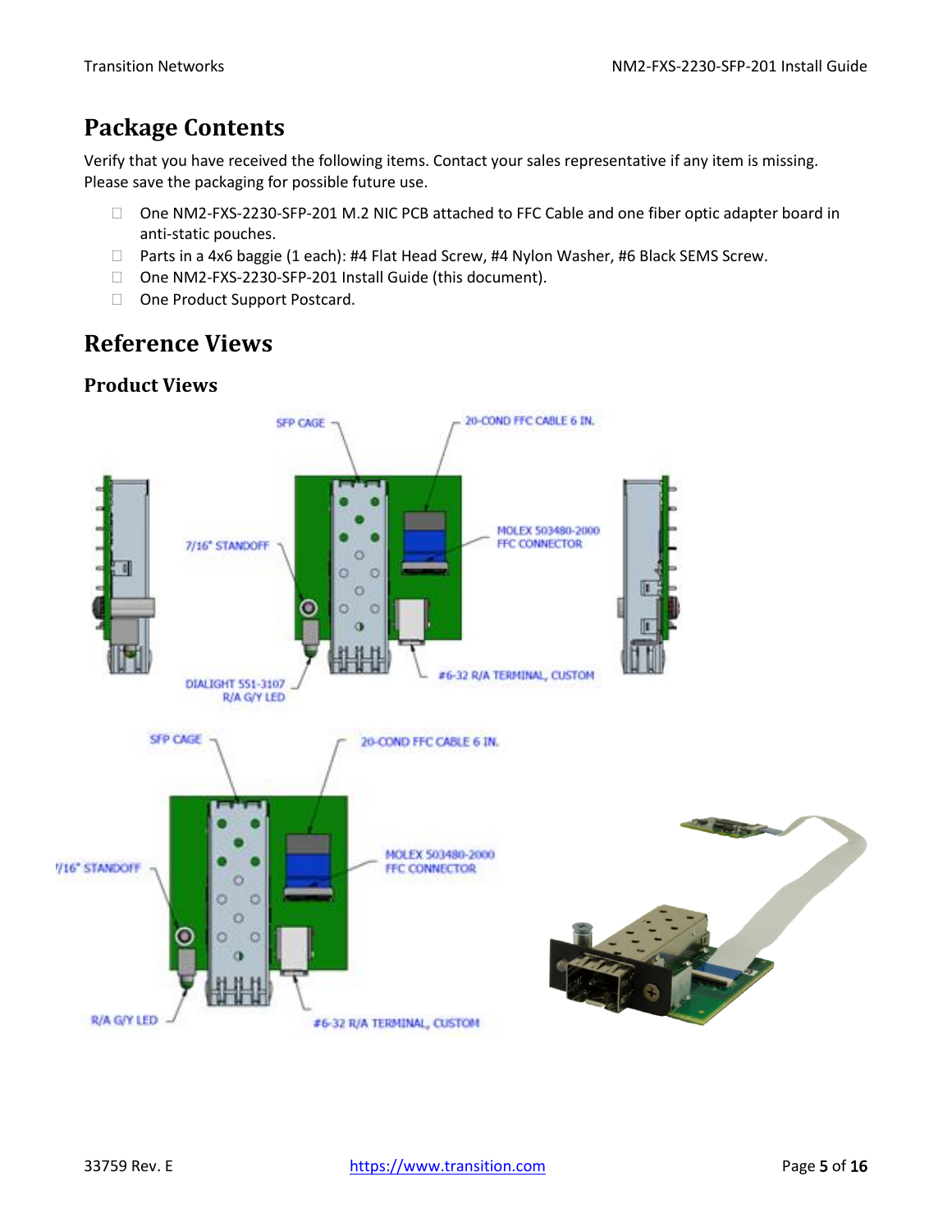## Package Contents

Verify that you have received the following items. Contact your sales representative if any item is missing. Please save the packaging for possible future use.

- One NM2-FXS-2230-SFP-201 M.2 NIC PCB attached to FFC Cable and one fiber optic adapter board in anti-static pouches.
- Parts in a 4x6 baggie (1 each): #4 Flat Head Screw, #4 Nylon Washer, #6 Black SEMS Screw.
- One NM2-FXS-2230-SFP-201 Install Guide (this document).
- One Product Support Postcard.

## Reference Views

### Product Views

SFP CAGE

20-COND FFC CABLE 6 IN.

7/16" STANDOFF

MOLEX 503480-2000 FFC CONNECTOR

DIALIGHT 551-3107 R/A G/Y LED

#6-32 R/A TERMINAL, CUSTOM

SFP CAGE

20-COND FFC CABLE 6 IN.

7/16" STANDOFF

MOLEX 503480-2000 FFC CONNECTOR

R/A G/Y LED

#6-32 R/A TERMINAL, CUSTOM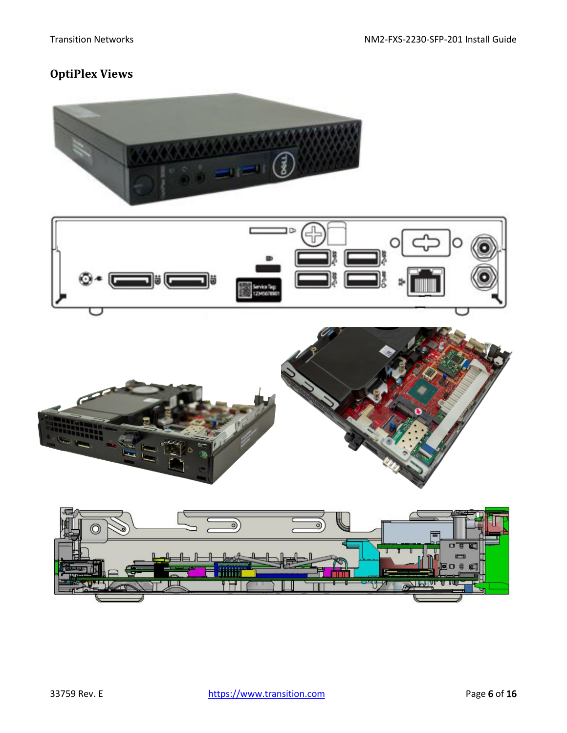## OptiPlex Views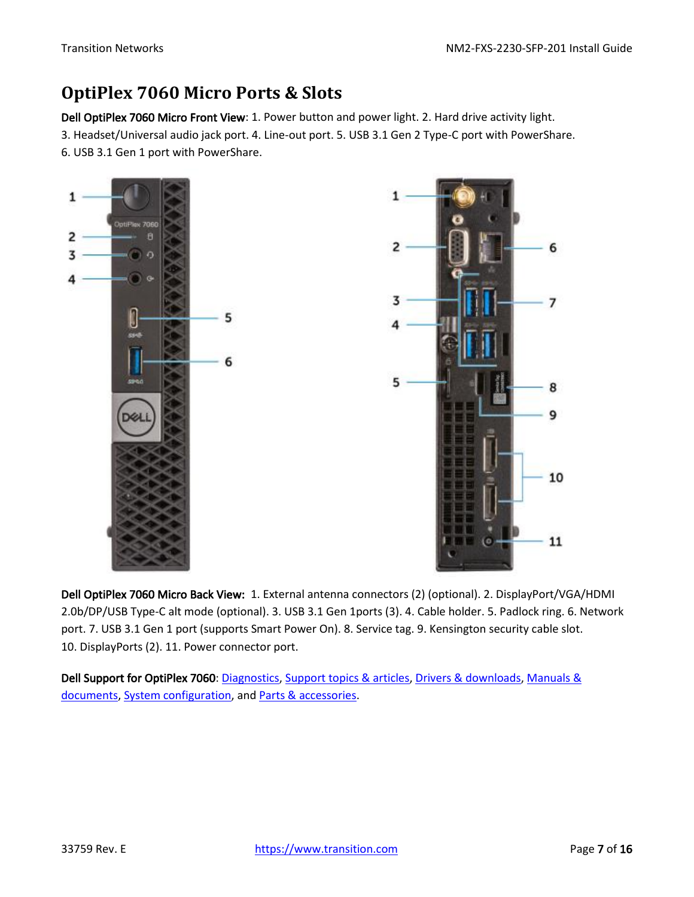# OptiPlex 7060 Micro Ports & Slots

**Dell OptiPlex 7060 Micro Front View**: 1. Power button and power light. 2. Hard drive activity light. 3. Headset/Universal audio jack port. 4. Line-out port. 5. USB 3.1 Gen 2 Type-C port with PowerShare. 6. USB 3.1 Gen 1 port with PowerShare.

**Dell OptiPlex 7060 Micro Back View:** 1. External antenna connectors (2) (optional). 2. DisplayPort/VGA/HDMI 2.0b/DP/USB Type-C alt mode (optional). 3. USB 3.1 Gen 1ports (3). 4. Cable holder. 5. Padlock ring. 6. Network port. 7. USB 3.1 Gen 1 port (supports Smart Power On). 8. Service tag. 9. Kensington security cable slot. 10. DisplayPorts (2). 11. Power connector port.

**Dell Support for OptiPlex 7060**: [Diagnostics](), [Support topics & articles](), [Drivers & downloads](), [Manuals & documents](), [System configuration](), and [Parts & accessories]().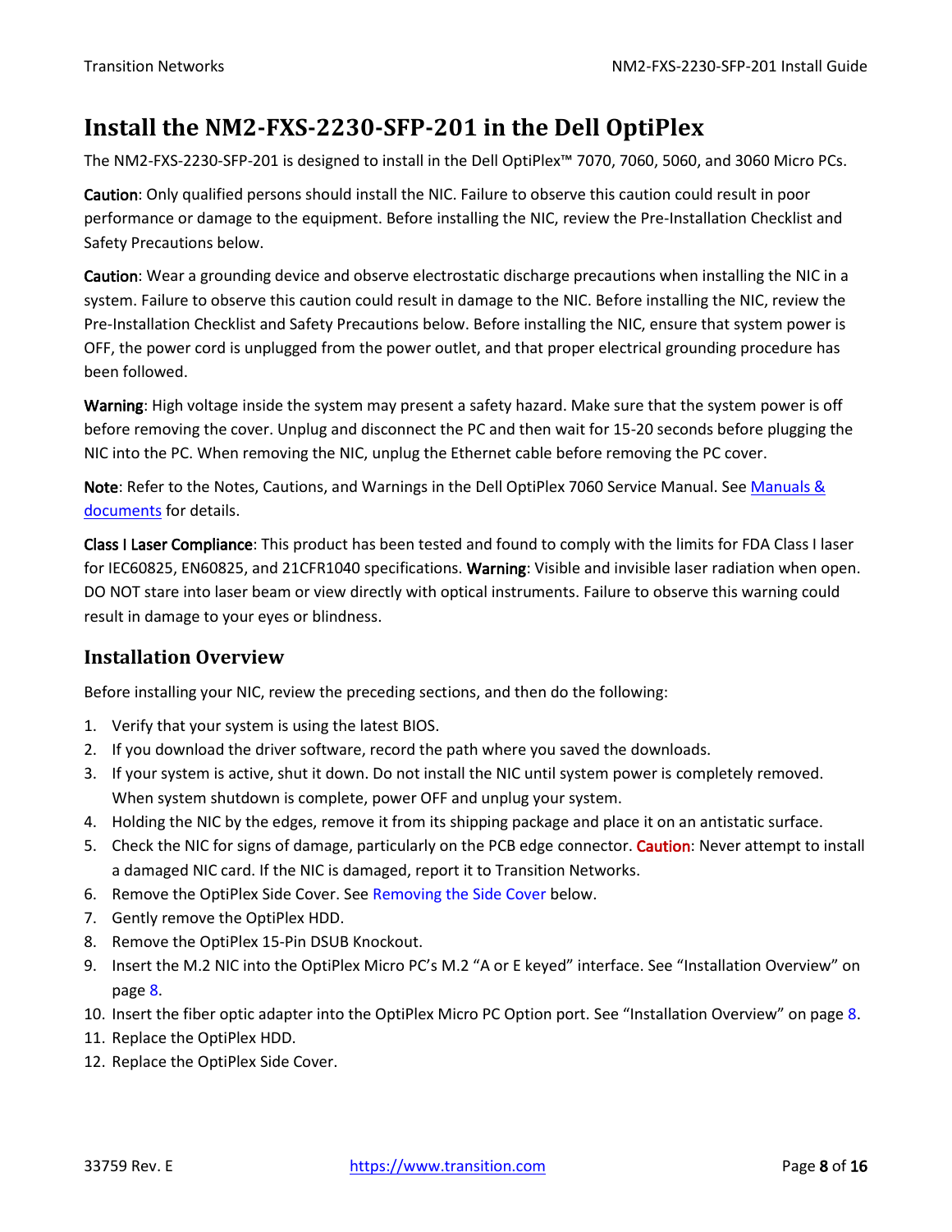# Install the NM2-FXS-2230-SFP-201 in the Dell OptiPlex

The NM2-FXS-2230-SFP-201 is designed to install in the Dell OptiPlex™ 7070, 7060, 5060, and 3060 Micro PCs.

**Caution**: Only qualified persons should install the NIC. Failure to observe this caution could result in poor performance or damage to the equipment. Before installing the NIC, review the Pre-Installation Checklist and Safety Precautions below.

**Caution**: Wear a grounding device and observe electrostatic discharge precautions when installing the NIC in a system. Failure to observe this caution could result in damage to the NIC. Before installing the NIC, review the Pre-Installation Checklist and Safety Precautions below. Before installing the NIC, ensure that system power is OFF, the power cord is unplugged from the power outlet, and that proper electrical grounding procedure has been followed.

**Warning**: High voltage inside the system may present a safety hazard. Make sure that the system power is off before removing the cover. Unplug and disconnect the PC and then wait for 15-20 seconds before plugging the NIC into the PC. When removing the NIC, unplug the Ethernet cable before removing the PC cover.

**Note**: Refer to the Notes, Cautions, and Warnings in the Dell OptiPlex 7060 Service Manual. See Manuals & documents for details.

**Class I Laser Compliance**: This product has been tested and found to comply with the limits for FDA Class I laser for IEC60825, EN60825, and 21CFR1040 specifications. **Warning**: Visible and invisible laser radiation when open. DO NOT stare into laser beam or view directly with optical instruments. Failure to observe this warning could result in damage to your eyes or blindness.

## Installation Overview

Before installing your NIC, review the preceding sections, and then do the following:

1. Verify that your system is using the latest BIOS.
2. If you download the driver software, record the path where you saved the downloads.
3. If your system is active, shut it down. Do not install the NIC until system power is completely removed. When system shutdown is complete, power OFF and unplug your system.
4. Holding the NIC by the edges, remove it from its shipping package and place it on an antistatic surface.
5. Check the NIC for signs of damage, particularly on the PCB edge connector. **Caution**: Never attempt to install a damaged NIC card. If the NIC is damaged, report it to Transition Networks.
6. Remove the OptiPlex Side Cover. See Removing the Side Cover below.
7. Gently remove the OptiPlex HDD.
8. Remove the OptiPlex 15-Pin DSUB Knockout.
9. Insert the M.2 NIC into the OptiPlex Micro PC's M.2 "A or E keyed" interface. See "Installation Overview" on page 8.
10. Insert the fiber optic adapter into the OptiPlex Micro PC Option port. See "Installation Overview" on page 8.
11. Replace the OptiPlex HDD.
12. Replace the OptiPlex Side Cover.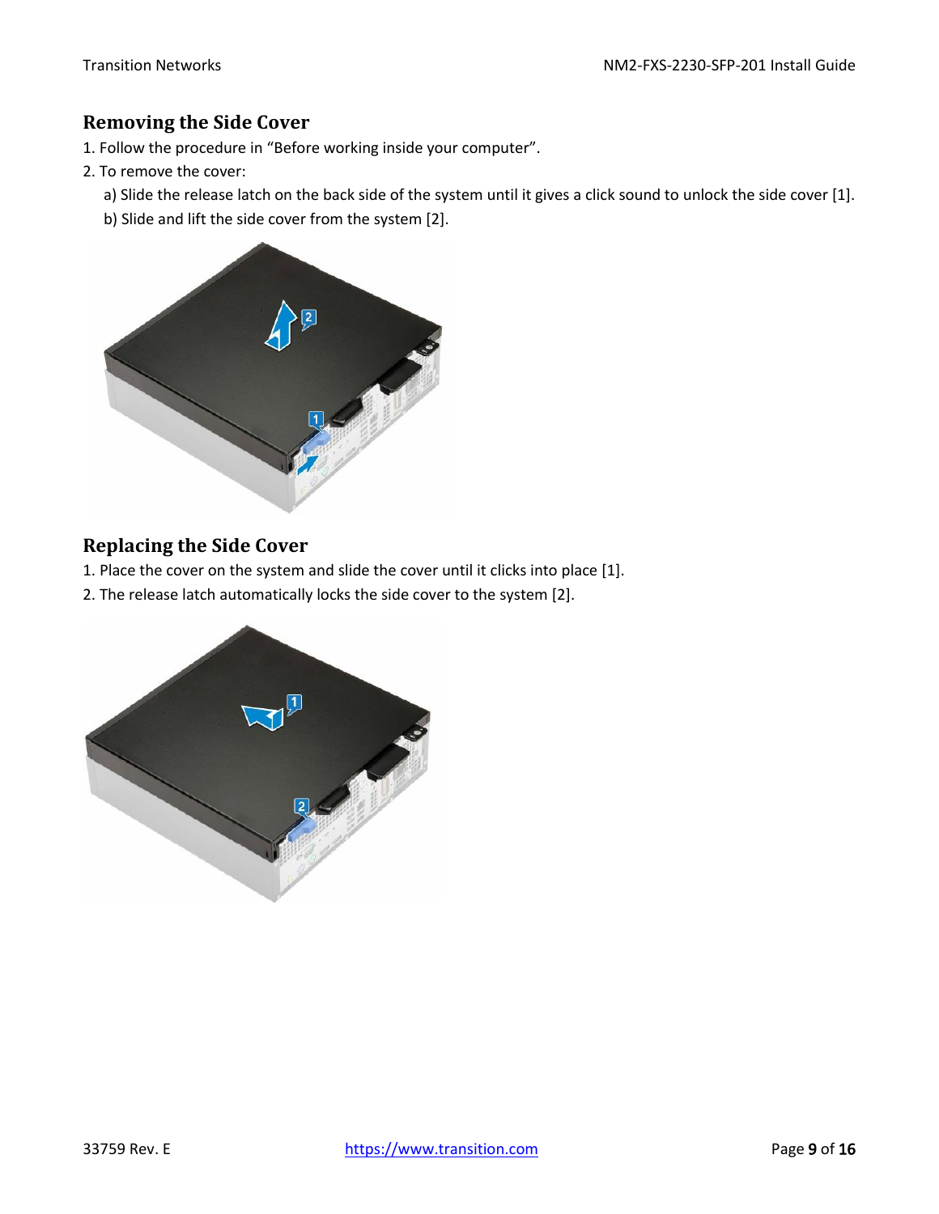## Removing the Side Cover

1. Follow the procedure in “Before working inside your computer”.
2. To remove the cover:
   a) Slide the release latch on the back side of the system until it gives a click sound to unlock the side cover [1].
   b) Slide and lift the side cover from the system [2].

## Replacing the Side Cover

1. Place the cover on the system and slide the cover until it clicks into place [1].
2. The release latch automatically locks the side cover to the system [2].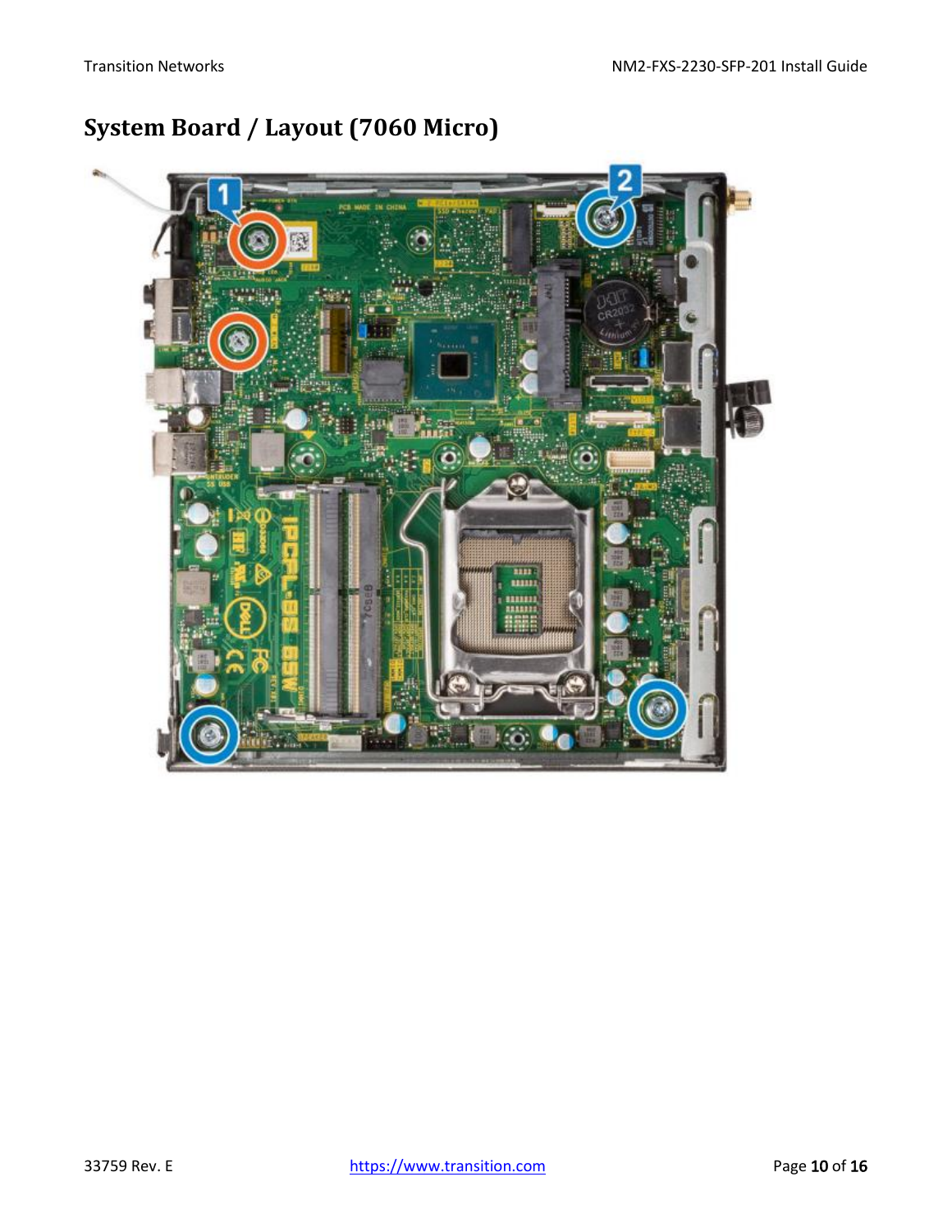# System Board / Layout (7060 Micro)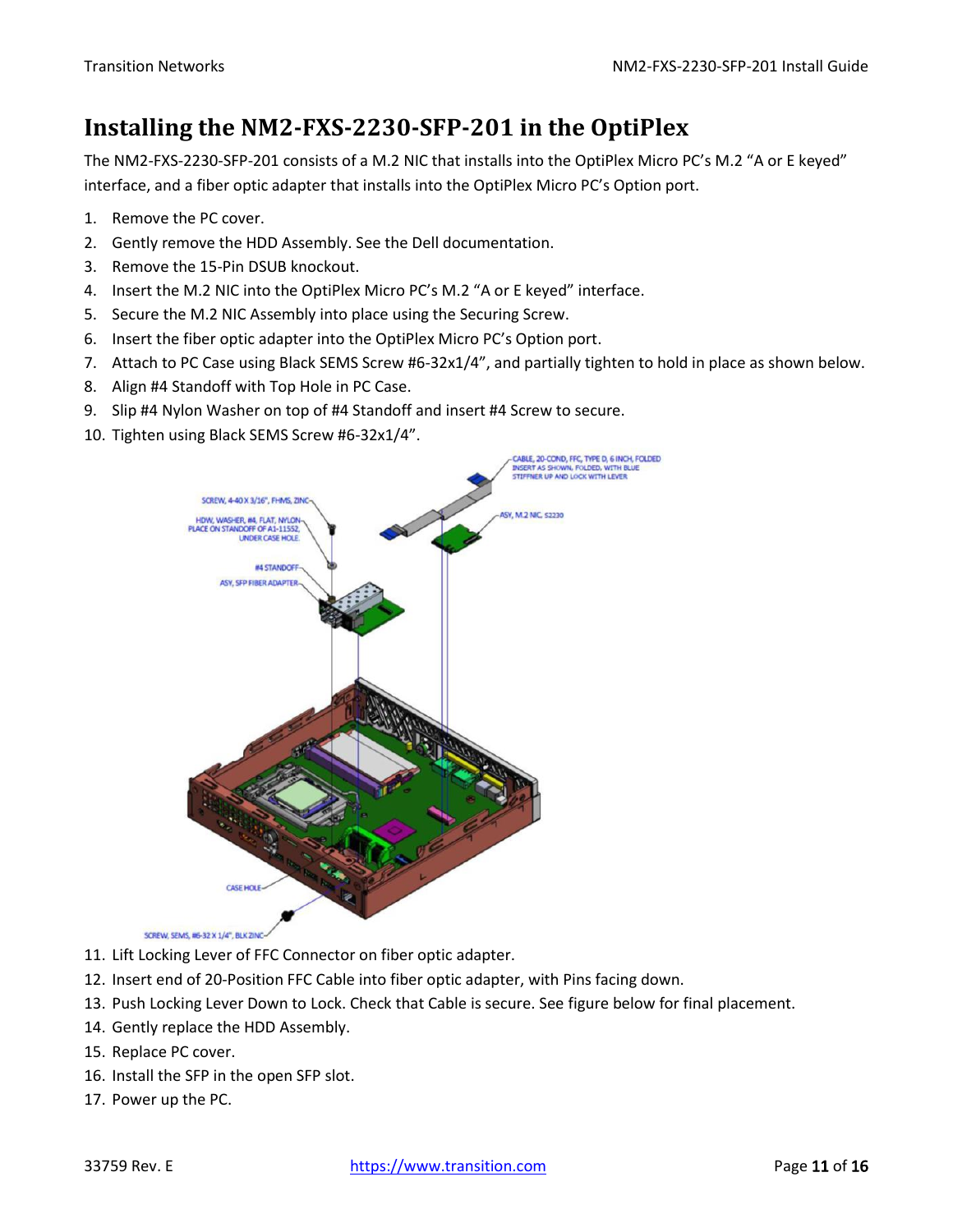## Installing the NM2-FXS-2230-SFP-201 in the OptiPlex

The NM2-FXS-2230-SFP-201 consists of a M.2 NIC that installs into the OptiPlex Micro PC's M.2 "A or E keyed" interface, and a fiber optic adapter that installs into the OptiPlex Micro PC's Option port.

1. Remove the PC cover.
2. Gently remove the HDD Assembly. See the Dell documentation.
3. Remove the 15-Pin DSUB knockout.
4. Insert the M.2 NIC into the OptiPlex Micro PC's M.2 "A or E keyed" interface.
5. Secure the M.2 NIC Assembly into place using the Securing Screw.
6. Insert the fiber optic adapter into the OptiPlex Micro PC's Option port.
7. Attach to PC Case using Black SEMS Screw #6-32x1/4", and partially tighten to hold in place as shown below.
8. Align #4 Standoff with Top Hole in PC Case.
9. Slip #4 Nylon Washer on top of #4 Standoff and insert #4 Screw to secure.
10. Tighten using Black SEMS Screw #6-32x1/4".

CABLE, 20-COND, FFC, TYPE D, 6 INCH, FOLDED INSERT AS SHOWN, FOLDED, WITH BLUE STIFFNER UP AND LOCK WITH LEVER

SCREW, 4-40 X 3/16", FHMS, ZINC

ASY, M.2 NIC, S2230

HDW, WASHER, #4, FLAT, NYLON PLACE ON STANDOFF OF A1-11552, UNDER CASE HOLE

#4 STANDOFF

ASY, SFP FIBER ADAPTER

CASE HOLE

SCREW, SEMS, #6-32 X 1/4", BLK ZINC

11. Lift Locking Lever of FFC Connector on fiber optic adapter.
12. Insert end of 20-Position FFC Cable into fiber optic adapter, with Pins facing down.
13. Push Locking Lever Down to Lock. Check that Cable is secure. See figure below for final placement.
14. Gently replace the HDD Assembly.
15. Replace PC cover.
16. Install the SFP in the open SFP slot.
17. Power up the PC.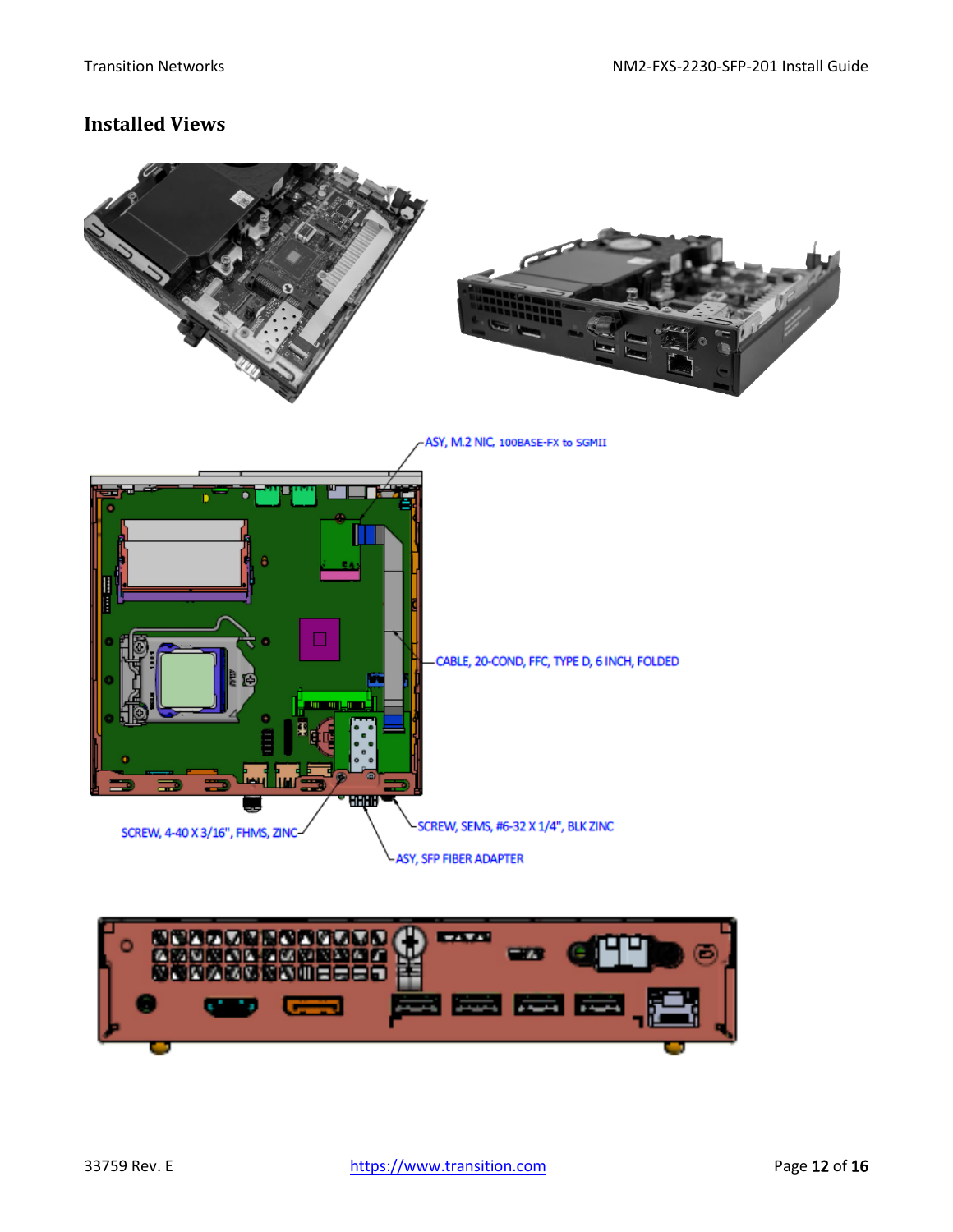## Installed Views

ASY, M.2 NIC, 100BASE-FX to SGMII

CABLE, 20-COND, FFC, TYPE D, 6 INCH, FOLDED

SCREW, 4-40 X 3/16", FHMS, ZINC

SCREW, SEMS, #6-32 X 1/4", BLK ZINC

ASY, SFP FIBER ADAPTER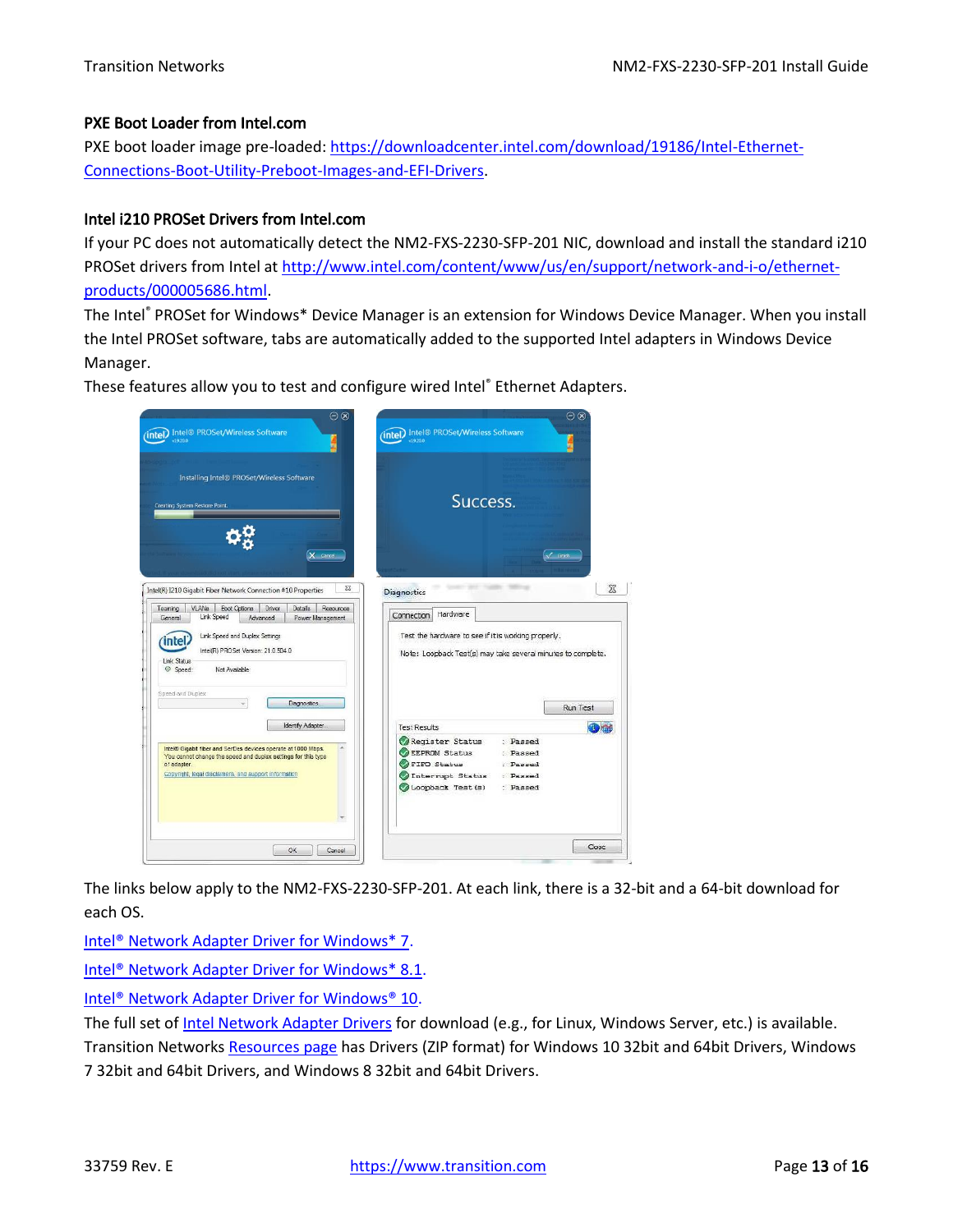### PXE Boot Loader from Intel.com

PXE boot loader image pre-loaded: https://downloadcenter.intel.com/download/19186/Intel-Ethernet-Connections-Boot-Utility-Preboot-Images-and-EFI-Drivers.

### Intel i210 PROSet Drivers from Intel.com

If your PC does not automatically detect the NM2-FXS-2230-SFP-201 NIC, download and install the standard i210 PROSet drivers from Intel at http://www.intel.com/content/www/us/en/support/network-and-i-o/ethernet-products/000005686.html.

The Intel® PROSet for Windows* Device Manager is an extension for Windows Device Manager. When you install the Intel PROSet software, tabs are automatically added to the supported Intel adapters in Windows Device Manager.

These features allow you to test and configure wired Intel® Ethernet Adapters.

The links below apply to the NM2-FXS-2230-SFP-201. At each link, there is a 32-bit and a 64-bit download for each OS.

Intel® Network Adapter Driver for Windows* 7.

Intel® Network Adapter Driver for Windows* 8.1.

Intel® Network Adapter Driver for Windows® 10.

The full set of Intel Network Adapter Drivers for download (e.g., for Linux, Windows Server, etc.) is available. Transition Networks Resources page has Drivers (ZIP format) for Windows 10 32bit and 64bit Drivers, Windows 7 32bit and 64bit Drivers, and Windows 8 32bit and 64bit Drivers.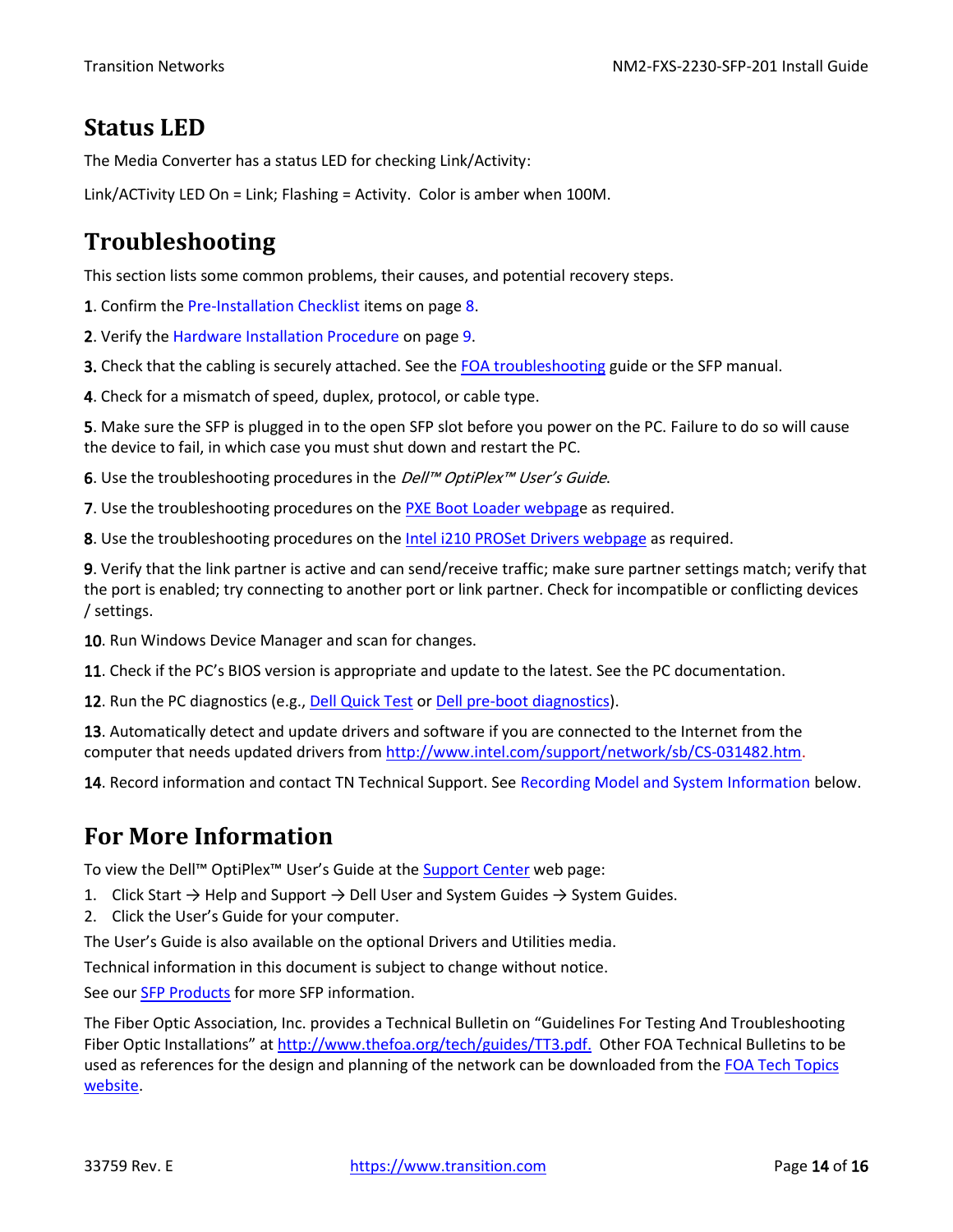## Status LED

The Media Converter has a status LED for checking Link/Activity:

Link/ACTivity LED On = Link; Flashing = Activity. Color is amber when 100M.

## Troubleshooting

This section lists some common problems, their causes, and potential recovery steps.

**1**. Confirm the Pre-Installation Checklist items on page 8.

**2**. Verify the Hardware Installation Procedure on page 9.

**3**. Check that the cabling is securely attached. See the FOA troubleshooting guide or the SFP manual.

**4**. Check for a mismatch of speed, duplex, protocol, or cable type.

**5**. Make sure the SFP is plugged in to the open SFP slot before you power on the PC. Failure to do so will cause the device to fail, in which case you must shut down and restart the PC.

**6**. Use the troubleshooting procedures in the *Dell™ OptiPlex™ User's Guide*.

**7**. Use the troubleshooting procedures on the PXE Boot Loader webpage as required.

**8**. Use the troubleshooting procedures on the Intel i210 PROSet Drivers webpage as required.

**9**. Verify that the link partner is active and can send/receive traffic; make sure partner settings match; verify that the port is enabled; try connecting to another port or link partner. Check for incompatible or conflicting devices / settings.

**10**. Run Windows Device Manager and scan for changes.

**11**. Check if the PC's BIOS version is appropriate and update to the latest. See the PC documentation.

**12**. Run the PC diagnostics (e.g., Dell Quick Test or Dell pre-boot diagnostics).

**13**. Automatically detect and update drivers and software if you are connected to the Internet from the computer that needs updated drivers from http://www.intel.com/support/network/sb/CS-031482.htm.

**14**. Record information and contact TN Technical Support. See Recording Model and System Information below.

## For More Information

To view the Dell™ OptiPlex™ User's Guide at the Support Center web page:

1. Click Start → Help and Support → Dell User and System Guides → System Guides.
2. Click the User's Guide for your computer.

The User's Guide is also available on the optional Drivers and Utilities media.

Technical information in this document is subject to change without notice.

See our SFP Products for more SFP information.

The Fiber Optic Association, Inc. provides a Technical Bulletin on "Guidelines For Testing And Troubleshooting Fiber Optic Installations" at http://www.thefoa.org/tech/guides/TT3.pdf. Other FOA Technical Bulletins to be used as references for the design and planning of the network can be downloaded from the FOA Tech Topics website.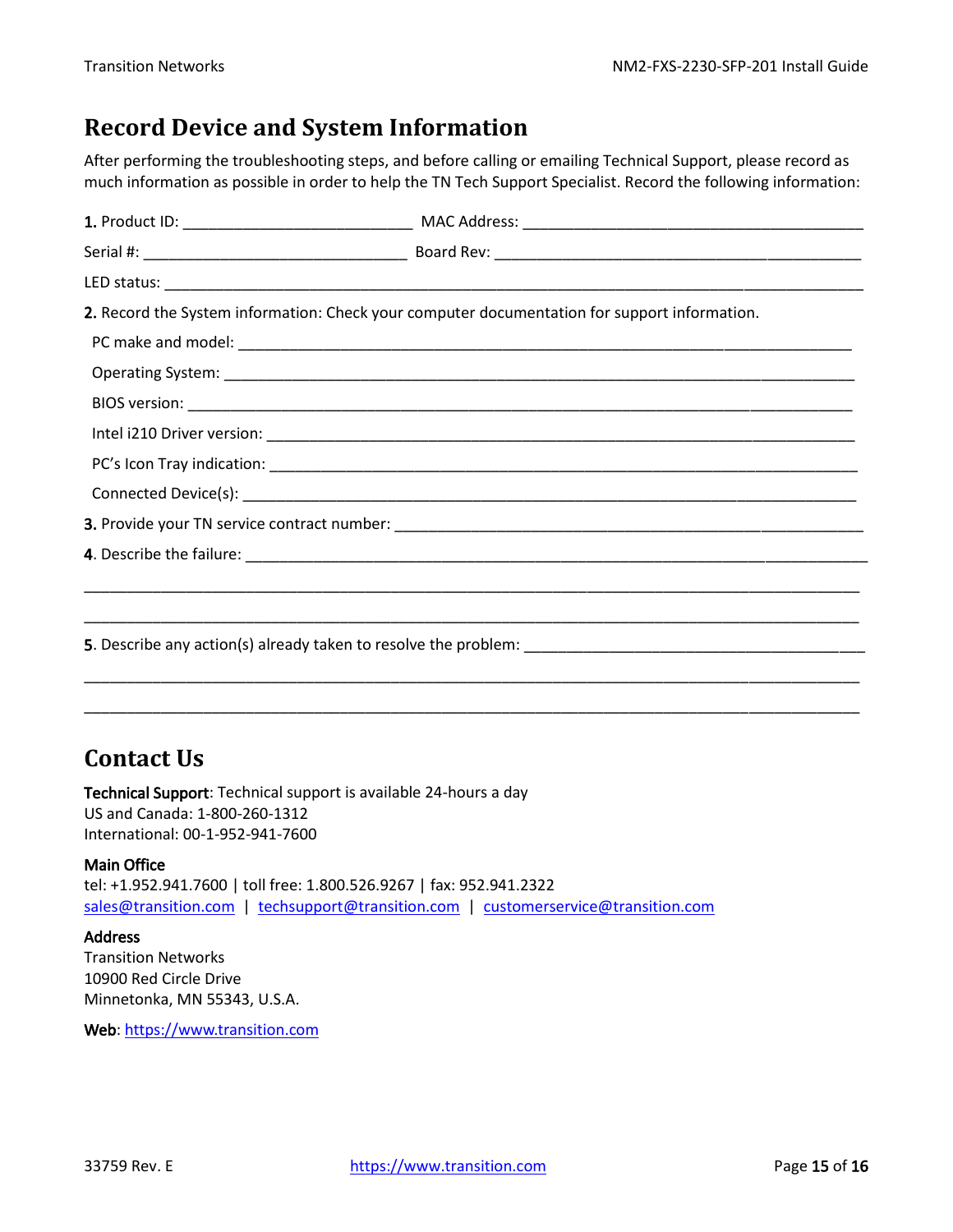## Record Device and System Information

After performing the troubleshooting steps, and before calling or emailing Technical Support, please record as much information as possible in order to help the TN Tech Support Specialist. Record the following information:

**1.** Product ID: ___________________________ MAC Address: ________________________________________

Serial #: ______________________________ Board Rev: ___________________________________________

LED status: _____________________________________________________________________________________

**2.** Record the System information: Check your computer documentation for support information.

PC make and model: ________________________________________________________________________

Operating System: __________________________________________________________________________

BIOS version: ______________________________________________________________________________

Intel i210 Driver version: ____________________________________________________________________

PC's Icon Tray indication: ____________________________________________________________________

Connected Device(s): ________________________________________________________________________

**3.** Provide your TN service contract number: _______________________________________________________

**4**. Describe the failure: _________________________________________________________________________

_____________________________________________________________________________________________

_____________________________________________________________________________________________

**5**. Describe any action(s) already taken to resolve the problem: _______________________________________

_____________________________________________________________________________________________

_____________________________________________________________________________________________

## Contact Us

**Technical Support**: Technical support is available 24-hours a day
US and Canada: 1-800-260-1312
International: 00-1-952-941-7600

**Main Office**
tel: +1.952.941.7600 | toll free: 1.800.526.9267 | fax: 952.941.2322
sales@transition.com | techsupport@transition.com | customerservice@transition.com

**Address**
Transition Networks
10900 Red Circle Drive
Minnetonka, MN 55343, U.S.A.

**Web**: https://www.transition.com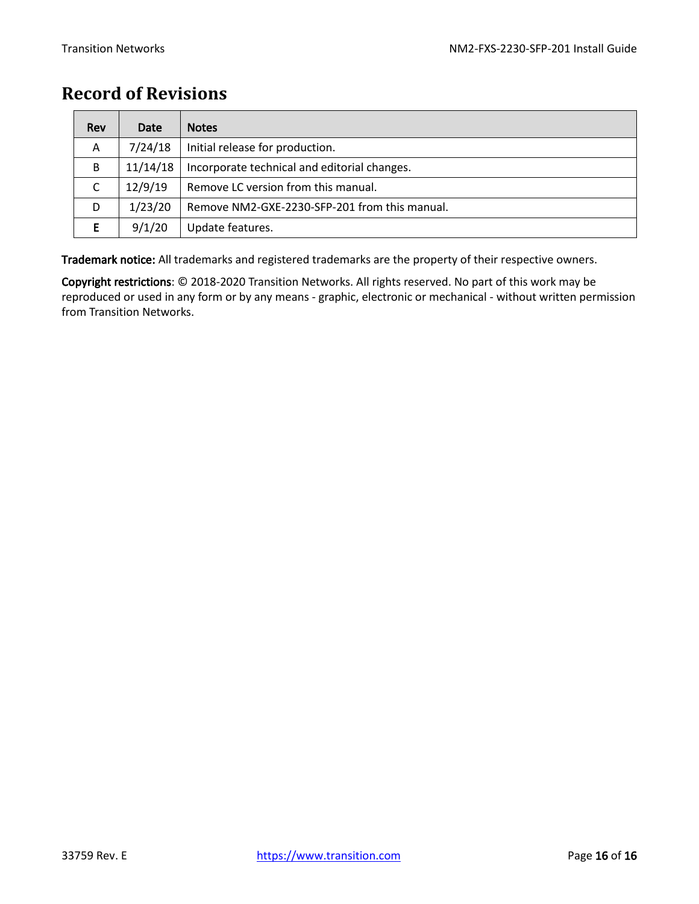# Record of Revisions

| Rev | Date | Notes |
|---|---|---|
| A | 7/24/18 | Initial release for production. |
| B | 11/14/18 | Incorporate technical and editorial changes. |
| C | 12/9/19 | Remove LC version from this manual. |
| D | 1/23/20 | Remove NM2-GXE-2230-SFP-201 from this manual. |
| **E** | 9/1/20 | Update features. |

**Trademark notice:** All trademarks and registered trademarks are the property of their respective owners.

**Copyright restrictions**: © 2018-2020 Transition Networks. All rights reserved. No part of this work may be reproduced or used in any form or by any means - graphic, electronic or mechanical - without written permission from Transition Networks.